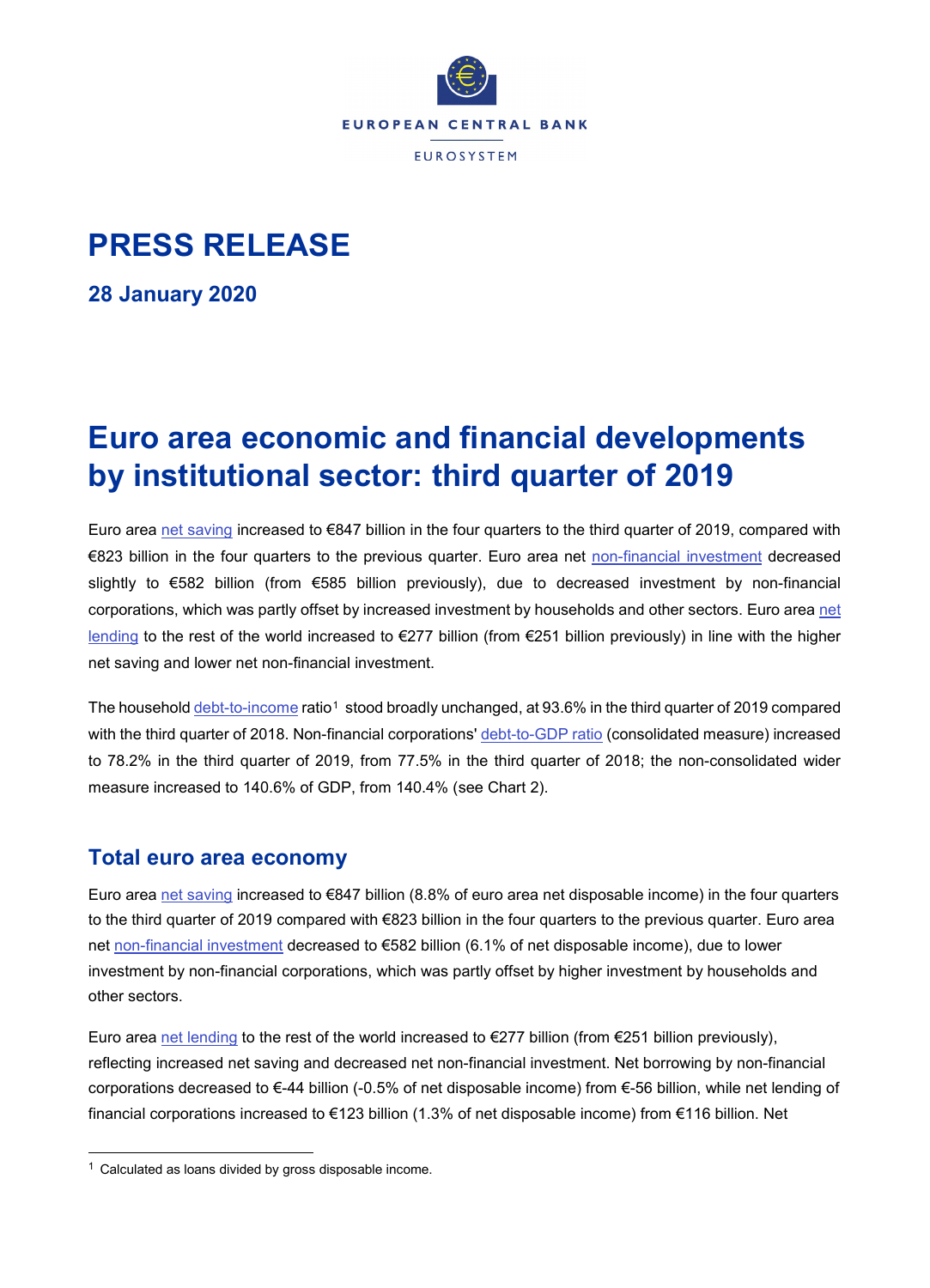EUROPEAN CENTRAL BANK

EUROSYSTEM

# PRESS RELEASE

**28 January 2020**

# Euro area economic and financial developments by institutional sector: third quarter of 2019

Euro area net saving increased to €847 billion in the four quarters to the third quarter of 2019, compared with €823 billion in the four quarters to the previous quarter. Euro area net non-financial investment decreased slightly to €582 billion (from €585 billion previously), due to decreased investment by non-financial corporations, which was partly offset by increased investment by households and other sectors. Euro area net lending to the rest of the world increased to €277 billion (from €251 billion previously) in line with the higher net saving and lower net non-financial investment.

The household debt-to-income ratio[1] stood broadly unchanged, at 93.6% in the third quarter of 2019 compared with the third quarter of 2018. Non-financial corporations' debt-to-GDP ratio (consolidated measure) increased to 78.2% in the third quarter of 2019, from 77.5% in the third quarter of 2018; the non-consolidated wider measure increased to 140.6% of GDP, from 140.4% (see Chart 2).

## Total euro area economy

Euro area net saving increased to €847 billion (8.8% of euro area net disposable income) in the four quarters to the third quarter of 2019 compared with €823 billion in the four quarters to the previous quarter. Euro area net non-financial investment decreased to €582 billion (6.1% of net disposable income), due to lower investment by non-financial corporations, which was partly offset by higher investment by households and other sectors.

Euro area net lending to the rest of the world increased to €277 billion (from €251 billion previously), reflecting increased net saving and decreased net non-financial investment. Net borrowing by non-financial corporations decreased to €-44 billion (-0.5% of net disposable income) from €-56 billion, while net lending of financial corporations increased to €123 billion (1.3% of net disposable income) from €116 billion. Net

[1] Calculated as loans divided by gross disposable income.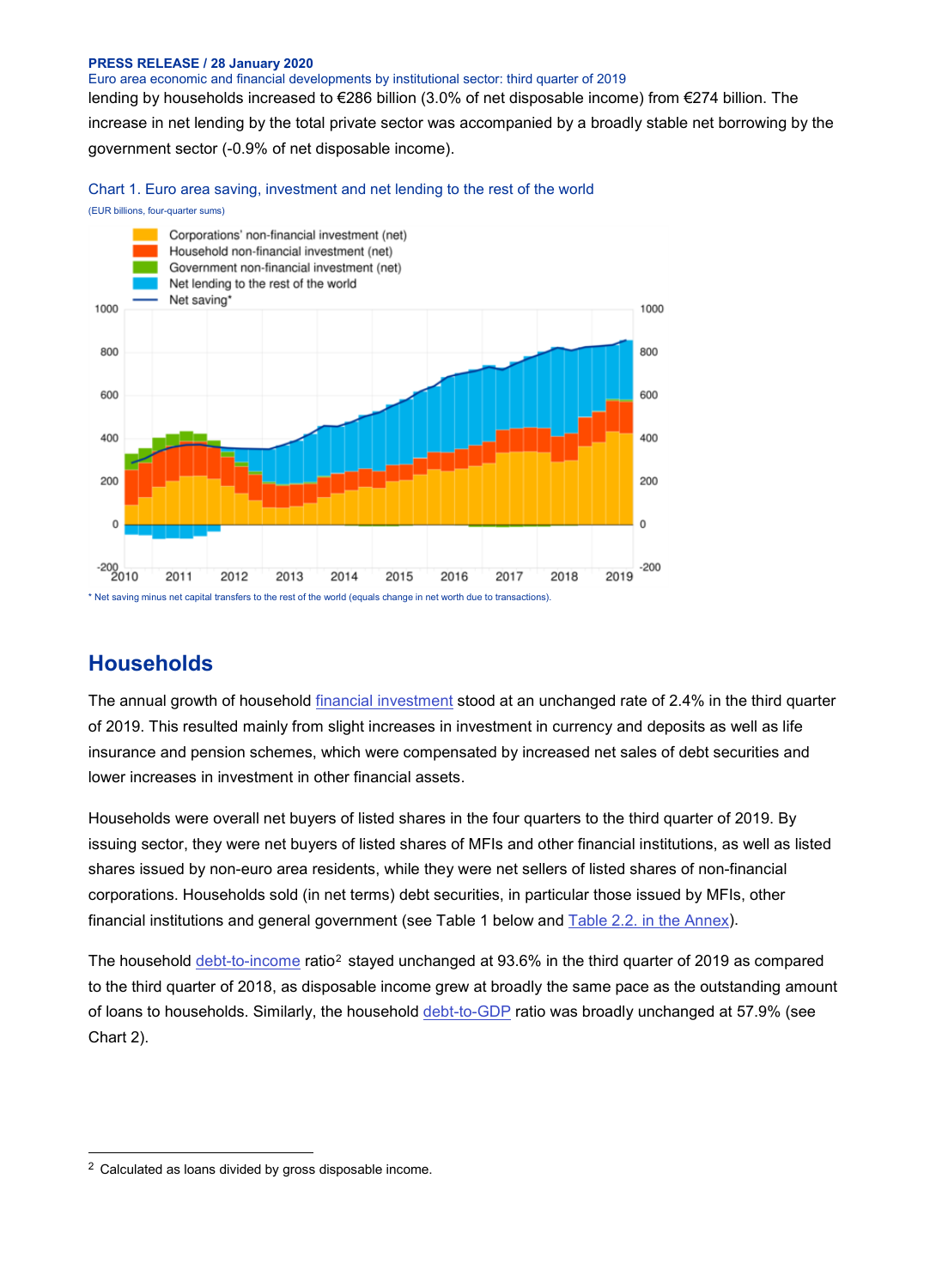lending by households increased to €286 billion (3.0% of net disposable income) from €274 billion. The increase in net lending by the total private sector was accompanied by a broadly stable net borrowing by the government sector (-0.9% of net disposable income).

Chart 1. Euro area saving, investment and net lending to the rest of the world

(EUR billions, four-quarter sums)

* Net saving minus net capital transfers to the rest of the world (equals change in net worth due to transactions).

## Households

The annual growth of household financial investment stood at an unchanged rate of 2.4% in the third quarter of 2019. This resulted mainly from slight increases in investment in currency and deposits as well as life insurance and pension schemes, which were compensated by increased net sales of debt securities and lower increases in investment in other financial assets.

Households were overall net buyers of listed shares in the four quarters to the third quarter of 2019. By issuing sector, they were net buyers of listed shares of MFIs and other financial institutions, as well as listed shares issued by non-euro area residents, while they were net sellers of listed shares of non-financial corporations. Households sold (in net terms) debt securities, in particular those issued by MFIs, other financial institutions and general government (see Table 1 below and Table 2.2. in the Annex).

The household debt-to-income ratio[2] stayed unchanged at 93.6% in the third quarter of 2019 as compared to the third quarter of 2018, as disposable income grew at broadly the same pace as the outstanding amount of loans to households. Similarly, the household debt-to-GDP ratio was broadly unchanged at 57.9% (see Chart 2).

[2] Calculated as loans divided by gross disposable income.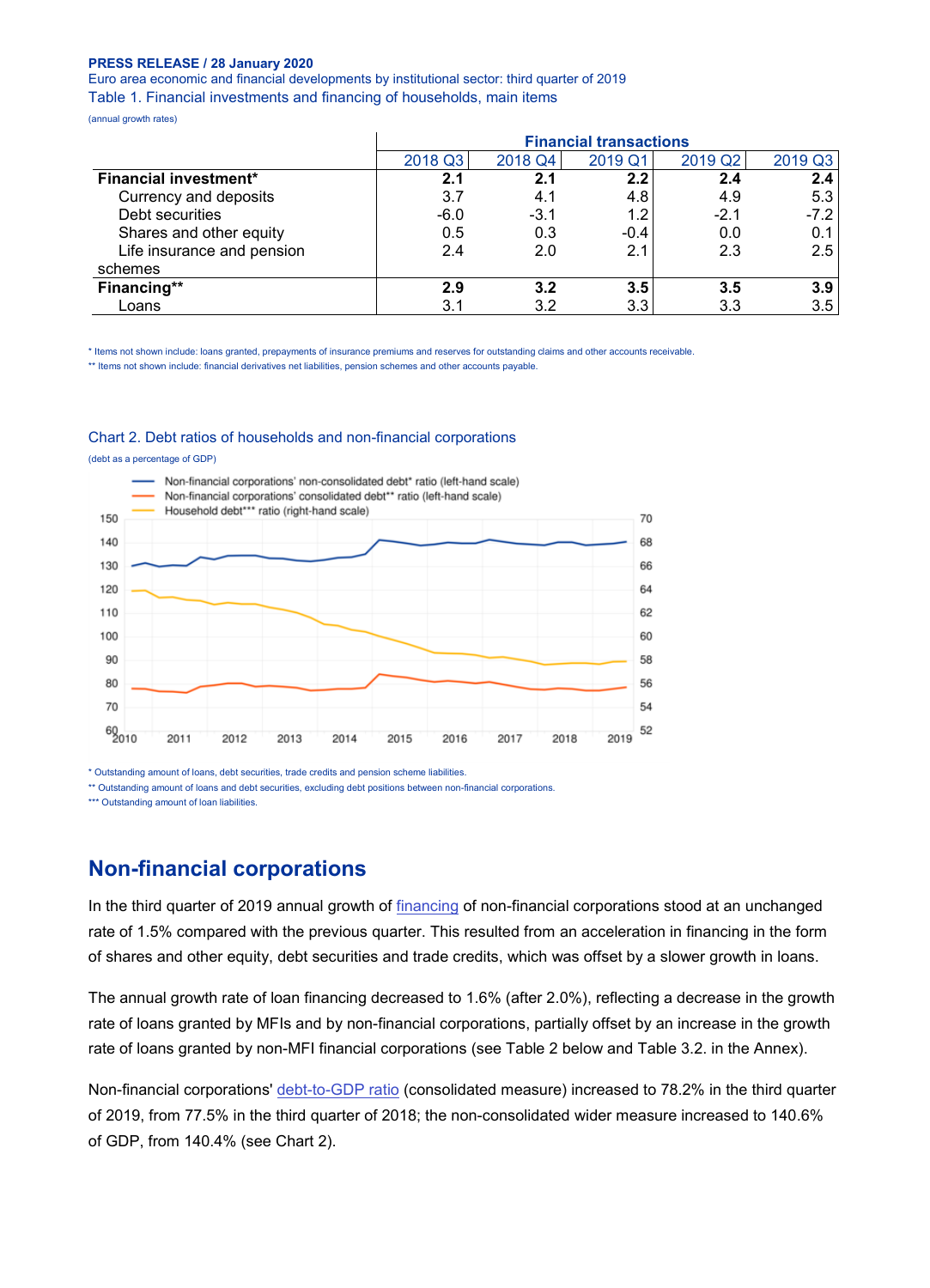**PRESS RELEASE / 28 January 2020**

Euro area economic and financial developments by institutional sector: third quarter of 2019

Table 1. Financial investments and financing of households, main items

(annual growth rates)

| | Financial transactions | | | | |
|---|---|---|---|---|---|
| | 2018 Q3 | 2018 Q4 | 2019 Q1 | 2019 Q2 | 2019 Q3 |
| **Financial investment*** | **2.1** | **2.1** | **2.2** | **2.4** | **2.4** |
| Currency and deposits | 3.7 | 4.1 | 4.8 | 4.9 | 5.3 |
| Debt securities | -6.0 | -3.1 | 1.2 | -2.1 | -7.2 |
| Shares and other equity | 0.5 | 0.3 | -0.4 | 0.0 | 0.1 |
| Life insurance and pension schemes | 2.4 | 2.0 | 2.1 | 2.3 | 2.5 |
| **Financing**** | **2.9** | **3.2** | **3.5** | **3.5** | **3.9** |
| Loans | 3.1 | 3.2 | 3.3 | 3.3 | 3.5 |

\* Items not shown include: loans granted, prepayments of insurance premiums and reserves for outstanding claims and other accounts receivable.

\** Items not shown include: financial derivatives net liabilities, pension schemes and other accounts payable.

Chart 2. Debt ratios of households and non-financial corporations

(debt as a percentage of GDP)

\* Outstanding amount of loans, debt securities, trade credits and pension scheme liabilities.

\** Outstanding amount of loans and debt securities, excluding debt positions between non-financial corporations.

\*** Outstanding amount of loan liabilities.

## Non-financial corporations

In the third quarter of 2019 annual growth of financing of non-financial corporations stood at an unchanged rate of 1.5% compared with the previous quarter. This resulted from an acceleration in financing in the form of shares and other equity, debt securities and trade credits, which was offset by a slower growth in loans.

The annual growth rate of loan financing decreased to 1.6% (after 2.0%), reflecting a decrease in the growth rate of loans granted by MFIs and by non-financial corporations, partially offset by an increase in the growth rate of loans granted by non-MFI financial corporations (see Table 2 below and Table 3.2. in the Annex).

Non-financial corporations' debt-to-GDP ratio (consolidated measure) increased to 78.2% in the third quarter of 2019, from 77.5% in the third quarter of 2018; the non-consolidated wider measure increased to 140.6% of GDP, from 140.4% (see Chart 2).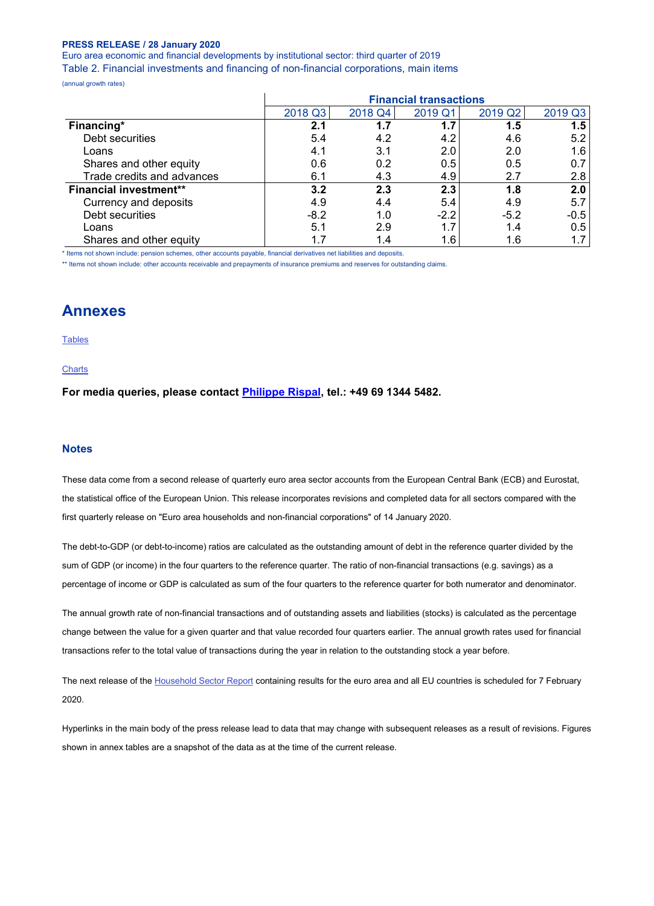**PRESS RELEASE / 28 January 2020**

Euro area economic and financial developments by institutional sector: third quarter of 2019

Table 2. Financial investments and financing of non-financial corporations, main items

(annual growth rates)

| | Financial transactions | | | | |
|---|---|---|---|---|---|
| | 2018 Q3 | 2018 Q4 | 2019 Q1 | 2019 Q2 | 2019 Q3 |
| **Financing*** | **2.1** | **1.7** | **1.7** | **1.5** | **1.5** |
| Debt securities | 5.4 | 4.2 | 4.2 | 4.6 | 5.2 |
| Loans | 4.1 | 3.1 | 2.0 | 2.0 | 1.6 |
| Shares and other equity | 0.6 | 0.2 | 0.5 | 0.5 | 0.7 |
| Trade credits and advances | 6.1 | 4.3 | 4.9 | 2.7 | 2.8 |
| **Financial investment**** | **3.2** | **2.3** | **2.3** | **1.8** | **2.0** |
| Currency and deposits | 4.9 | 4.4 | 5.4 | 4.9 | 5.7 |
| Debt securities | -8.2 | 1.0 | -2.2 | -5.2 | -0.5 |
| Loans | 5.1 | 2.9 | 1.7 | 1.4 | 0.5 |
| Shares and other equity | 1.7 | 1.4 | 1.6 | 1.6 | 1.7 |

\* Items not shown include: pension schemes, other accounts payable, financial derivatives net liabilities and deposits.

\** Items not shown include: other accounts receivable and prepayments of insurance premiums and reserves for outstanding claims.

## Annexes

Tables

Charts

**For media queries, please contact Philippe Rispal, tel.: +49 69 1344 5482.**

### Notes

These data come from a second release of quarterly euro area sector accounts from the European Central Bank (ECB) and Eurostat, the statistical office of the European Union. This release incorporates revisions and completed data for all sectors compared with the first quarterly release on "Euro area households and non-financial corporations" of 14 January 2020.

The debt-to-GDP (or debt-to-income) ratios are calculated as the outstanding amount of debt in the reference quarter divided by the sum of GDP (or income) in the four quarters to the reference quarter. The ratio of non-financial transactions (e.g. savings) as a percentage of income or GDP is calculated as sum of the four quarters to the reference quarter for both numerator and denominator.

The annual growth rate of non-financial transactions and of outstanding assets and liabilities (stocks) is calculated as the percentage change between the value for a given quarter and that value recorded four quarters earlier. The annual growth rates used for financial transactions refer to the total value of transactions during the year in relation to the outstanding stock a year before.

The next release of the Household Sector Report containing results for the euro area and all EU countries is scheduled for 7 February 2020.

Hyperlinks in the main body of the press release lead to data that may change with subsequent releases as a result of revisions. Figures shown in annex tables are a snapshot of the data as at the time of the current release.